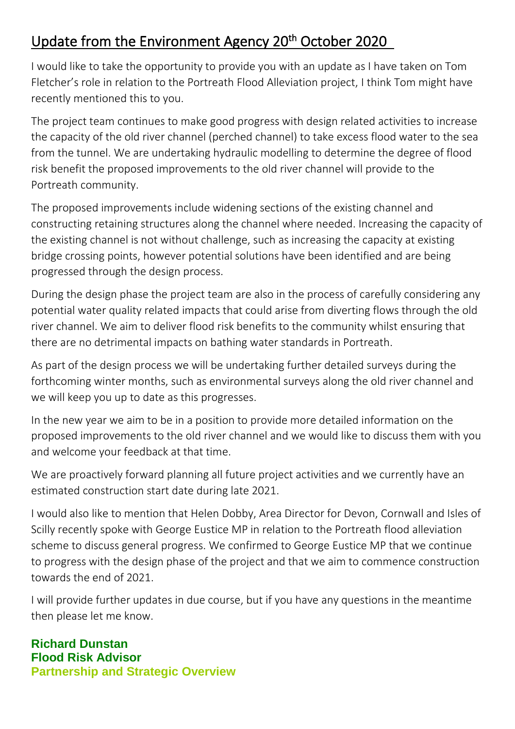# Update from the Environment Agency 20th October 2020

I would like to take the opportunity to provide you with an update as I have taken on Tom Fletcher's role in relation to the Portreath Flood Alleviation project, I think Tom might have recently mentioned this to you.

The project team continues to make good progress with design related activities to increase the capacity of the old river channel (perched channel) to take excess flood water to the sea from the tunnel. We are undertaking hydraulic modelling to determine the degree of flood risk benefit the proposed improvements to the old river channel will provide to the Portreath community.

The proposed improvements include widening sections of the existing channel and constructing retaining structures along the channel where needed. Increasing the capacity of the existing channel is not without challenge, such as increasing the capacity at existing bridge crossing points, however potential solutions have been identified and are being progressed through the design process.

During the design phase the project team are also in the process of carefully considering any potential water quality related impacts that could arise from diverting flows through the old river channel. We aim to deliver flood risk benefits to the community whilst ensuring that there are no detrimental impacts on bathing water standards in Portreath.

As part of the design process we will be undertaking further detailed surveys during the forthcoming winter months, such as environmental surveys along the old river channel and we will keep you up to date as this progresses.

In the new year we aim to be in a position to provide more detailed information on the proposed improvements to the old river channel and we would like to discuss them with you and welcome your feedback at that time.

We are proactively forward planning all future project activities and we currently have an estimated construction start date during late 2021.

I would also like to mention that Helen Dobby, Area Director for Devon, Cornwall and Isles of Scilly recently spoke with George Eustice MP in relation to the Portreath flood alleviation scheme to discuss general progress. We confirmed to George Eustice MP that we continue to progress with the design phase of the project and that we aim to commence construction towards the end of 2021.

I will provide further updates in due course, but if you have any questions in the meantime then please let me know.

**Richard Dunstan**
**Flood Risk Advisor**
**Partnership and Strategic Overview**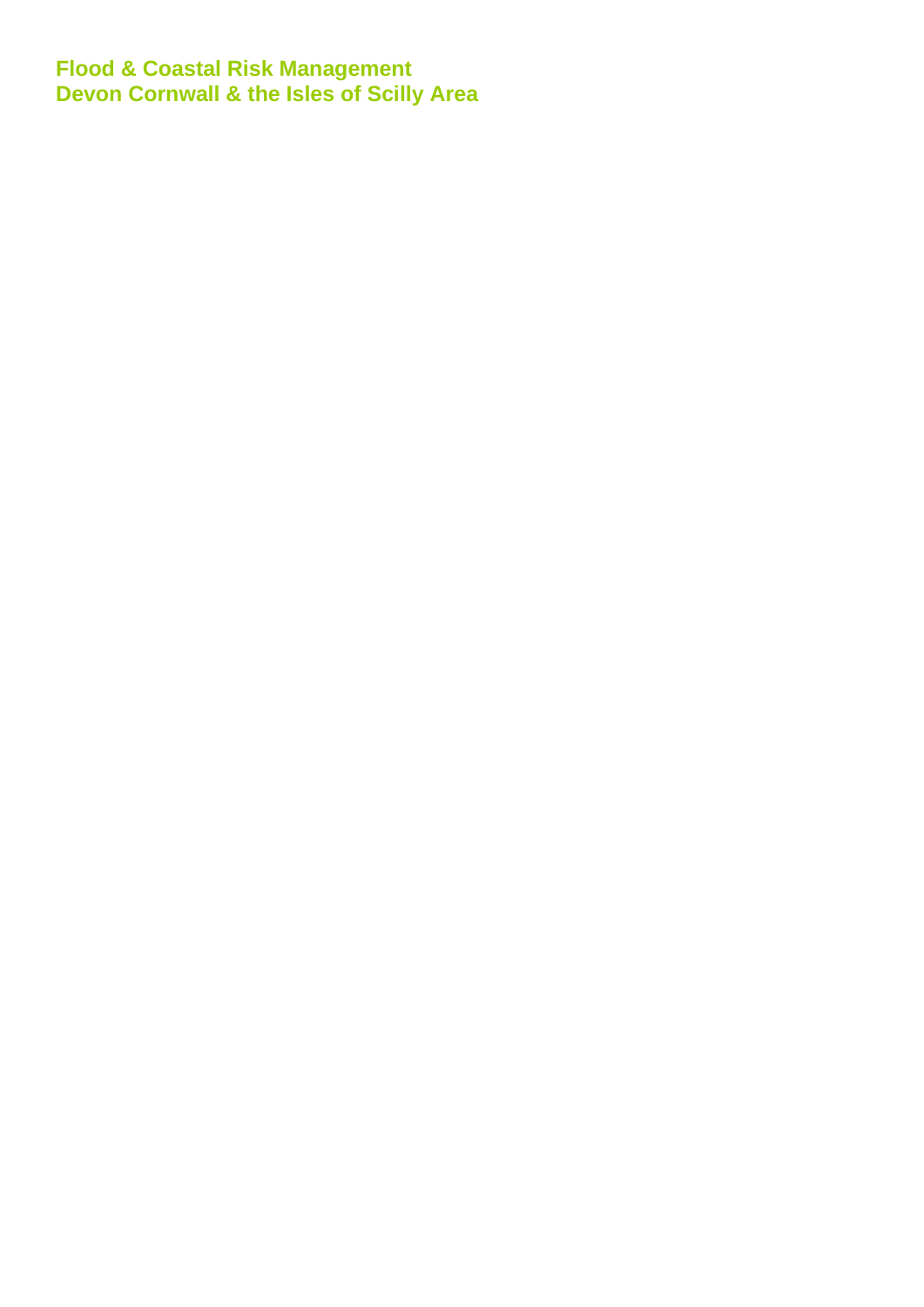**Flood & Coastal Risk Management**
**Devon Cornwall & the Isles of Scilly Area**